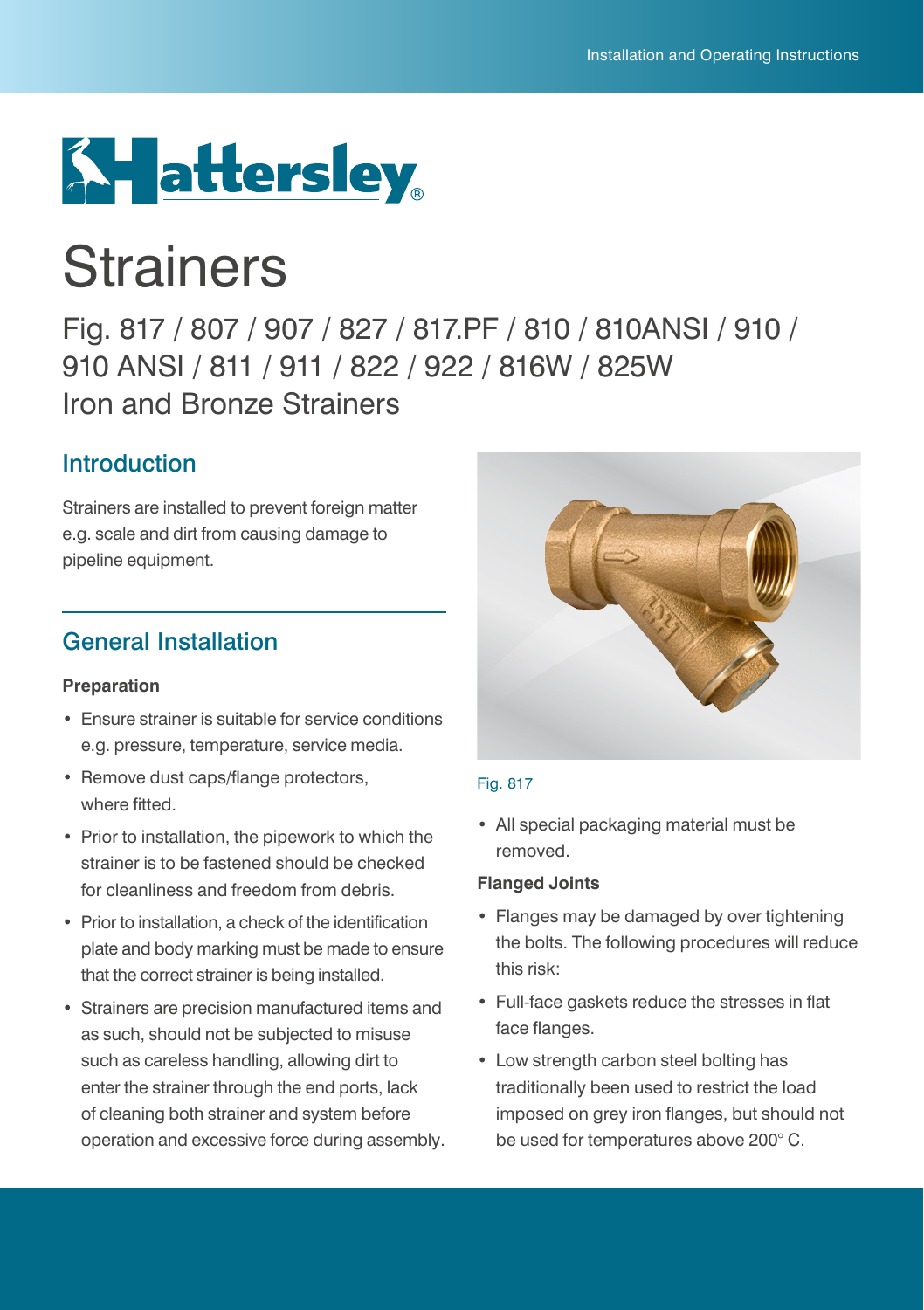# Hattersley

# Straainers

# Hattersley

# Strainers

## Fig. 817 / 807 / 907 / 827 / 817.PF / 810 / 810ANSI / 910 / 910 ANSI / 811 / 911 / 822 / 922 / 816W / 825W Iron and Bronze Strainers

## Introduction

Strainers are installed to prevent foreign matter e.g. scale and dirt from causing damage to pipeline equipment.

## General Installation

**Preparation**

- Ensure strainer is suitable for service conditions e.g. pressure, temperature, service media.
- Remove dust caps/flange protectors, where fitted.
- Prior to installation, the pipework to which the strainer is to be fastened should be checked for cleanliness and freedom from debris.
- Prior to installation, a check of the identification plate and body marking must be made to ensure that the correct strainer is being installed.
- Strainers are precision manufactured items and as such, should not be subjected to misuse such as careless handling, allowing dirt to enter the strainer through the end ports, lack of cleaning both strainer and system before operation and excessive force during assembly.

Fig. 817

- All special packaging material must be removed.

**Flanged Joints**

- Flanges may be damaged by over tightening the bolts. The following procedures will reduce this risk:
- Full-face gaskets reduce the stresses in flat face flanges.
- Low strength carbon steel bolting has traditionally been used to restrict the load imposed on grey iron flanges, but should not be used for temperatures above 200° C.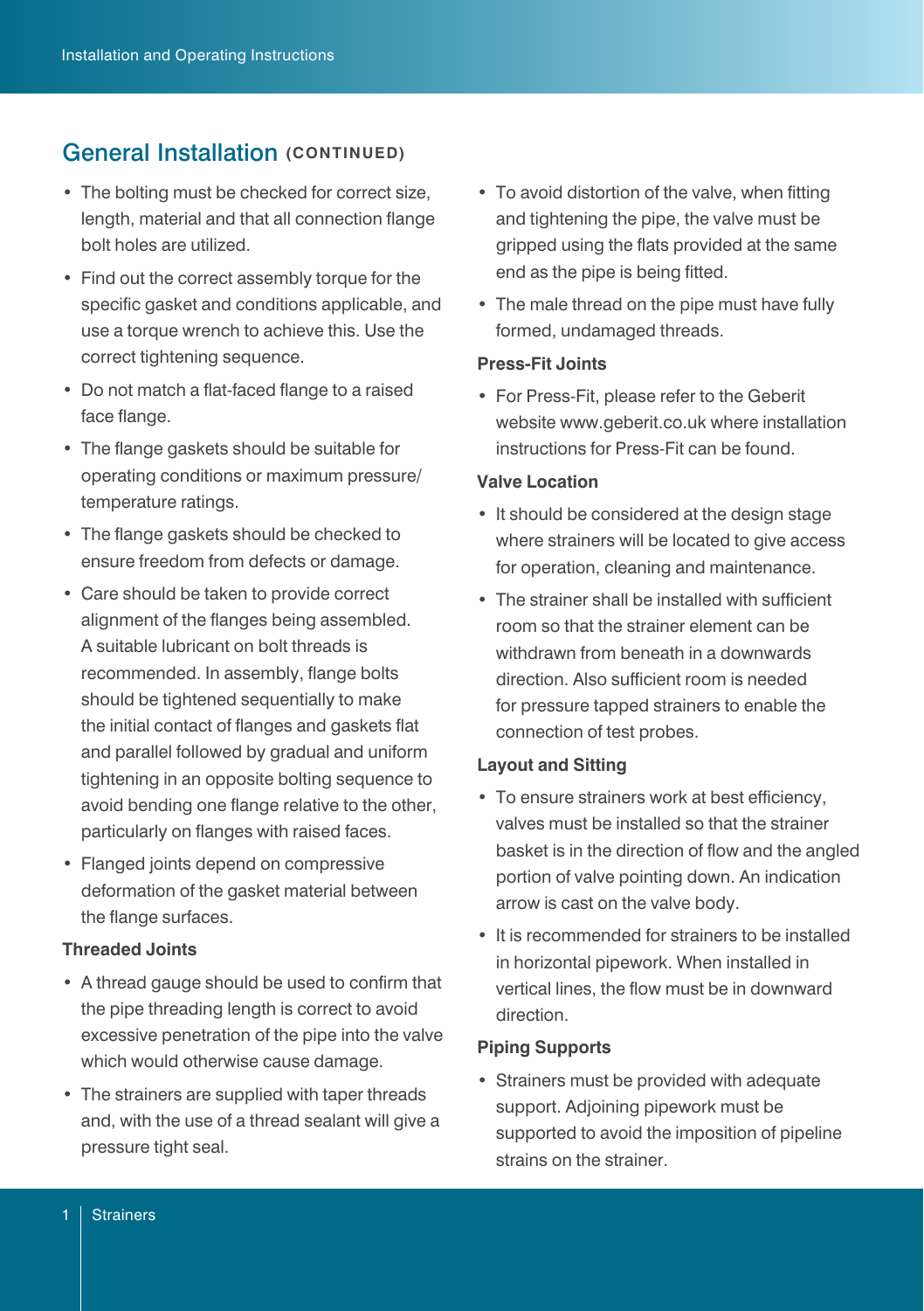## General Installation (CONTINUED)

- The bolting must be checked for correct size, length, material and that all connection flange bolt holes are utilized.
- Find out the correct assembly torque for the specific gasket and conditions applicable, and use a torque wrench to achieve this. Use the correct tightening sequence.
- Do not match a flat-faced flange to a raised face flange.
- The flange gaskets should be suitable for operating conditions or maximum pressure/ temperature ratings.
- The flange gaskets should be checked to ensure freedom from defects or damage.
- Care should be taken to provide correct alignment of the flanges being assembled. A suitable lubricant on bolt threads is recommended. In assembly, flange bolts should be tightened sequentially to make the initial contact of flanges and gaskets flat and parallel followed by gradual and uniform tightening in an opposite bolting sequence to avoid bending one flange relative to the other, particularly on flanges with raised faces.
- Flanged joints depend on compressive deformation of the gasket material between the flange surfaces.

### Threaded Joints

- A thread gauge should be used to confirm that the pipe threading length is correct to avoid excessive penetration of the pipe into the valve which would otherwise cause damage.
- The strainers are supplied with taper threads and, with the use of a thread sealant will give a pressure tight seal.
- To avoid distortion of the valve, when fitting and tightening the pipe, the valve must be gripped using the flats provided at the same end as the pipe is being fitted.
- The male thread on the pipe must have fully formed, undamaged threads.

### Press-Fit Joints

- For Press-Fit, please refer to the Geberit website www.geberit.co.uk where installation instructions for Press-Fit can be found.

### Valve Location

- It should be considered at the design stage where strainers will be located to give access for operation, cleaning and maintenance.
- The strainer shall be installed with sufficient room so that the strainer element can be withdrawn from beneath in a downwards direction. Also sufficient room is needed for pressure tapped strainers to enable the connection of test probes.

### Layout and Sitting

- To ensure strainers work at best efficiency, valves must be installed so that the strainer basket is in the direction of flow and the angled portion of valve pointing down. An indication arrow is cast on the valve body.
- It is recommended for strainers to be installed in horizontal pipework. When installed in vertical lines, the flow must be in downward direction.

### Piping Supports

- Strainers must be provided with adequate support. Adjoining pipework must be supported to avoid the imposition of pipeline strains on the strainer.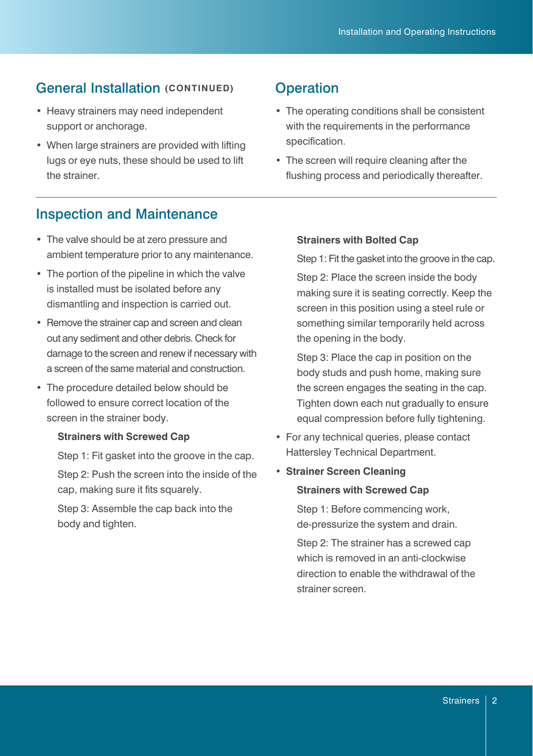## General Installation (CONTINUED)

- Heavy strainers may need independent support or anchorage.
- When large strainers are provided with lifting lugs or eye nuts, these should be used to lift the strainer.

## Operation

- The operating conditions shall be consistent with the requirements in the performance specification.
- The screen will require cleaning after the flushing process and periodically thereafter.

## Inspection and Maintenance

- The valve should be at zero pressure and ambient temperature prior to any maintenance.
- The portion of the pipeline in which the valve is installed must be isolated before any dismantling and inspection is carried out.
- Remove the strainer cap and screen and clean out any sediment and other debris. Check for damage to the screen and renew if necessary with a screen of the same material and construction.
- The procedure detailed below should be followed to ensure correct location of the screen in the strainer body.

  **Strainers with Screwed Cap**

  Step 1: Fit gasket into the groove in the cap.

  Step 2: Push the screen into the inside of the cap, making sure it fits squarely.

  Step 3: Assemble the cap back into the body and tighten.

  **Strainers with Bolted Cap**

  Step 1: Fit the gasket into the groove in the cap.

  Step 2: Place the screen inside the body making sure it is seating correctly. Keep the screen in this position using a steel rule or something similar temporarily held across the opening in the body.

  Step 3: Place the cap in position on the body studs and push home, making sure the screen engages the seating in the cap. Tighten down each nut gradually to ensure equal compression before fully tightening.

- For any technical queries, please contact Hattersley Technical Department.
- **Strainer Screen Cleaning**

  **Strainers with Screwed Cap**

  Step 1: Before commencing work, de-pressurize the system and drain.

  Step 2: The strainer has a screwed cap which is removed in an anti-clockwise direction to enable the withdrawal of the strainer screen.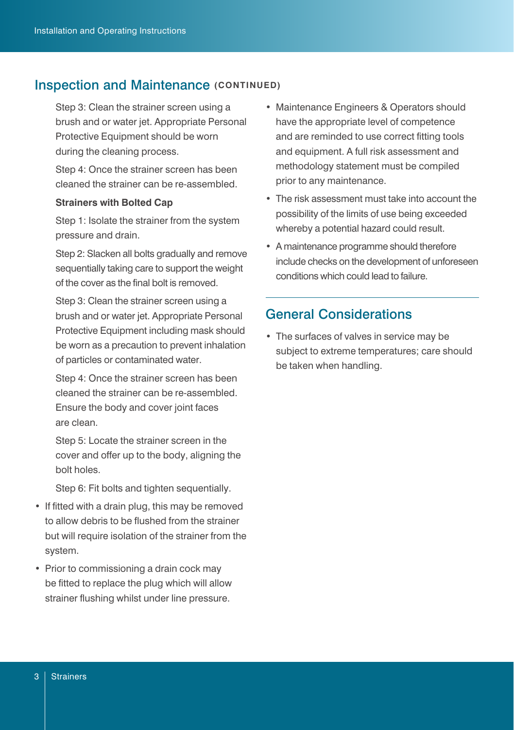## Inspection and Maintenance (CONTINUED)

Step 3: Clean the strainer screen using a brush and or water jet. Appropriate Personal Protective Equipment should be worn during the cleaning process.

Step 4: Once the strainer screen has been cleaned the strainer can be re-assembled.

**Strainers with Bolted Cap**

Step 1: Isolate the strainer from the system pressure and drain.

Step 2: Slacken all bolts gradually and remove sequentially taking care to support the weight of the cover as the final bolt is removed.

Step 3: Clean the strainer screen using a brush and or water jet. Appropriate Personal Protective Equipment including mask should be worn as a precaution to prevent inhalation of particles or contaminated water.

Step 4: Once the strainer screen has been cleaned the strainer can be re-assembled. Ensure the body and cover joint faces are clean.

Step 5: Locate the strainer screen in the cover and offer up to the body, aligning the bolt holes.

Step 6: Fit bolts and tighten sequentially.

- If fitted with a drain plug, this may be removed to allow debris to be flushed from the strainer but will require isolation of the strainer from the system.
- Prior to commissioning a drain cock may be fitted to replace the plug which will allow strainer flushing whilst under line pressure.
- Maintenance Engineers & Operators should have the appropriate level of competence and are reminded to use correct fitting tools and equipment. A full risk assessment and methodology statement must be compiled prior to any maintenance.
- The risk assessment must take into account the possibility of the limits of use being exceeded whereby a potential hazard could result.
- A maintenance programme should therefore include checks on the development of unforeseen conditions which could lead to failure.

## General Considerations

- The surfaces of valves in service may be subject to extreme temperatures; care should be taken when handling.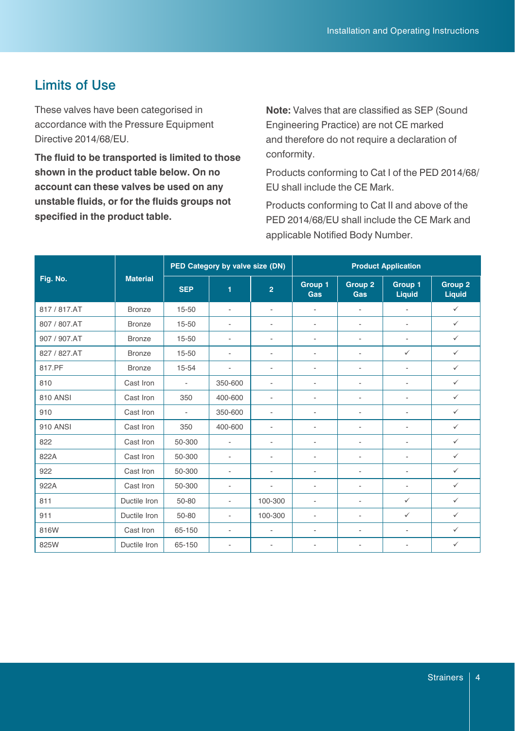## Limits of Use

These valves have been categorised in accordance with the Pressure Equipment Directive 2014/68/EU.

**The fluid to be transported is limited to those shown in the product table below. On no account can these valves be used on any unstable fluids, or for the fluids groups not specified in the product table.**

**Note:** Valves that are classified as SEP (Sound Engineering Practice) are not CE marked and therefore do not require a declaration of conformity.

Products conforming to Cat I of the PED 2014/68/EU shall include the CE Mark.

Products conforming to Cat II and above of the PED 2014/68/EU shall include the CE Mark and applicable Notified Body Number.

| Fig. No. | Material | PED Category by valve size (DN) | | | Product Application | | | |
|---|---|---|---|---|---|---|---|---|
| | | SEP | 1 | 2 | Group 1 Gas | Group 2 Gas | Group 1 Liquid | Group 2 Liquid |
| 817 / 817.AT | Bronze | 15-50 | - | - | - | - | - | ✓ |
| 807 / 807.AT | Bronze | 15-50 | - | - | - | - | - | ✓ |
| 907 / 907.AT | Bronze | 15-50 | - | - | - | - | - | ✓ |
| 827 / 827.AT | Bronze | 15-50 | - | - | - | - | ✓ | ✓ |
| 817.PF | Bronze | 15-54 | - | - | - | - | - | ✓ |
| 810 | Cast Iron | - | 350-600 | - | - | - | - | ✓ |
| 810 ANSI | Cast Iron | 350 | 400-600 | - | - | - | - | ✓ |
| 910 | Cast Iron | - | 350-600 | - | - | - | - | ✓ |
| 910 ANSI | Cast Iron | 350 | 400-600 | - | - | - | - | ✓ |
| 822 | Cast Iron | 50-300 | - | - | - | - | - | ✓ |
| 822A | Cast Iron | 50-300 | - | - | - | - | - | ✓ |
| 922 | Cast Iron | 50-300 | - | - | - | - | - | ✓ |
| 922A | Cast Iron | 50-300 | - | - | - | - | - | ✓ |
| 811 | Ductile Iron | 50-80 | - | 100-300 | - | - | ✓ | ✓ |
| 911 | Ductile Iron | 50-80 | - | 100-300 | - | - | ✓ | ✓ |
| 816W | Cast Iron | 65-150 | - | - | - | - | - | ✓ |
| 825W | Ductile Iron | 65-150 | - | - | - | - | - | ✓ |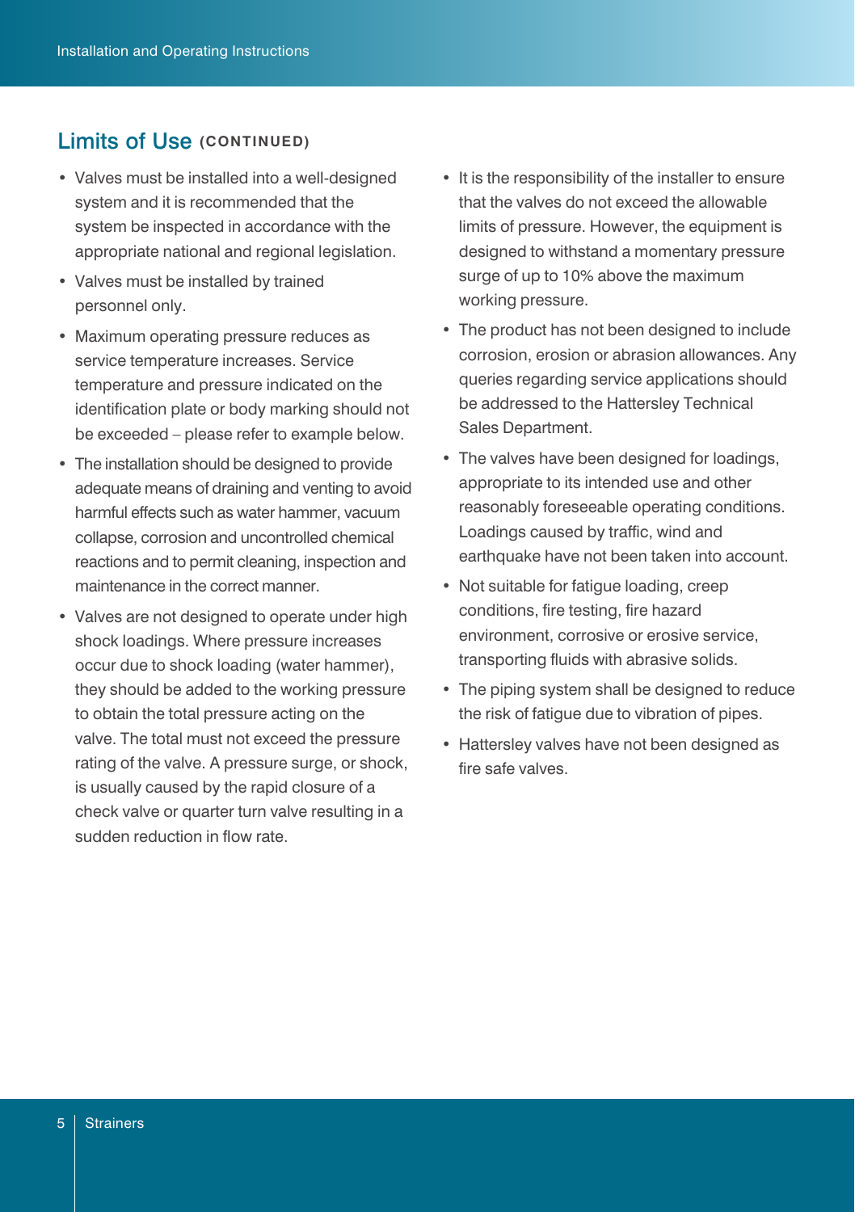## Limits of Use (CONTINUED)

- Valves must be installed into a well-designed system and it is recommended that the system be inspected in accordance with the appropriate national and regional legislation.
- Valves must be installed by trained personnel only.
- Maximum operating pressure reduces as service temperature increases. Service temperature and pressure indicated on the identification plate or body marking should not be exceeded – please refer to example below.
- The installation should be designed to provide adequate means of draining and venting to avoid harmful effects such as water hammer, vacuum collapse, corrosion and uncontrolled chemical reactions and to permit cleaning, inspection and maintenance in the correct manner.
- Valves are not designed to operate under high shock loadings. Where pressure increases occur due to shock loading (water hammer), they should be added to the working pressure to obtain the total pressure acting on the valve. The total must not exceed the pressure rating of the valve. A pressure surge, or shock, is usually caused by the rapid closure of a check valve or quarter turn valve resulting in a sudden reduction in flow rate.
- It is the responsibility of the installer to ensure that the valves do not exceed the allowable limits of pressure. However, the equipment is designed to withstand a momentary pressure surge of up to 10% above the maximum working pressure.
- The product has not been designed to include corrosion, erosion or abrasion allowances. Any queries regarding service applications should be addressed to the Hattersley Technical Sales Department.
- The valves have been designed for loadings, appropriate to its intended use and other reasonably foreseeable operating conditions. Loadings caused by traffic, wind and earthquake have not been taken into account.
- Not suitable for fatigue loading, creep conditions, fire testing, fire hazard environment, corrosive or erosive service, transporting fluids with abrasive solids.
- The piping system shall be designed to reduce the risk of fatigue due to vibration of pipes.
- Hattersley valves have not been designed as fire safe valves.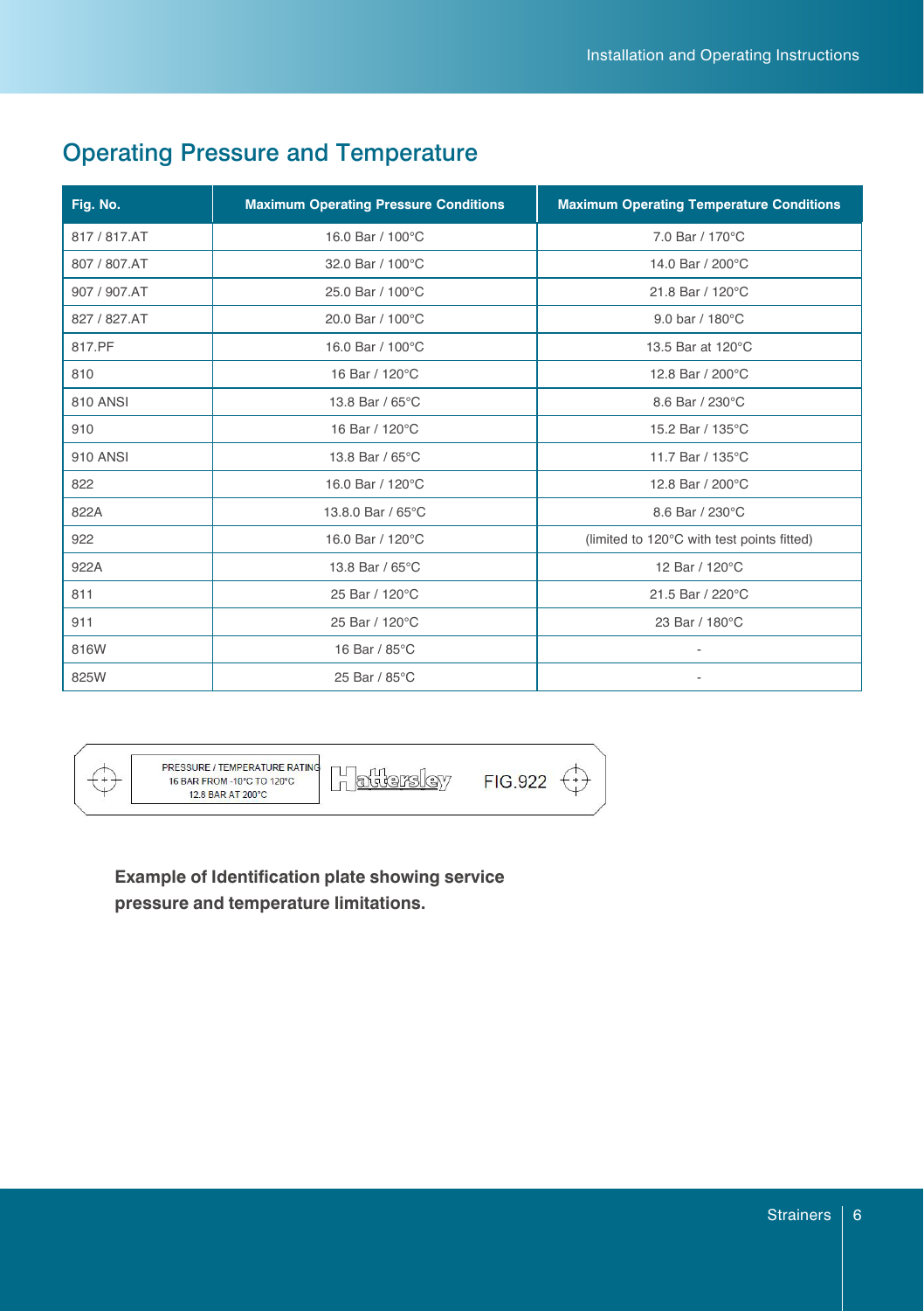## Operating Pressure and Temperature

| Fig. No. | Maximum Operating Pressure Conditions | Maximum Operating Temperature Conditions |
|---|---|---|
| 817 / 817.AT | 16.0 Bar / 100°C | 7.0 Bar / 170°C |
| 807 / 807.AT | 32.0 Bar / 100°C | 14.0 Bar / 200°C |
| 907 / 907.AT | 25.0 Bar / 100°C | 21.8 Bar / 120°C |
| 827 / 827.AT | 20.0 Bar / 100°C | 9.0 bar / 180°C |
| 817.PF | 16.0 Bar / 100°C | 13.5 Bar at 120°C |
| 810 | 16 Bar / 120°C | 12.8 Bar / 200°C |
| 810 ANSI | 13.8 Bar / 65°C | 8.6 Bar / 230°C |
| 910 | 16 Bar / 120°C | 15.2 Bar / 135°C |
| 910 ANSI | 13.8 Bar / 65°C | 11.7 Bar / 135°C |
| 822 | 16.0 Bar / 120°C | 12.8 Bar / 200°C |
| 822A | 13.8.0 Bar / 65°C | 8.6 Bar / 230°C |
| 922 | 16.0 Bar / 120°C | (limited to 120°C with test points fitted) |
| 922A | 13.8 Bar / 65°C | 12 Bar / 120°C |
| 811 | 25 Bar / 120°C | 21.5 Bar / 220°C |
| 911 | 25 Bar / 120°C | 23 Bar / 180°C |
| 816W | 16 Bar / 85°C | - |
| 825W | 25 Bar / 85°C | - |

PRESSURE / TEMPERATURE RATING
16 BAR FROM -10°C TO 120°C
12.8 BAR AT 200°C

Hattersley FIG.922

**Example of Identification plate showing service pressure and temperature limitations.**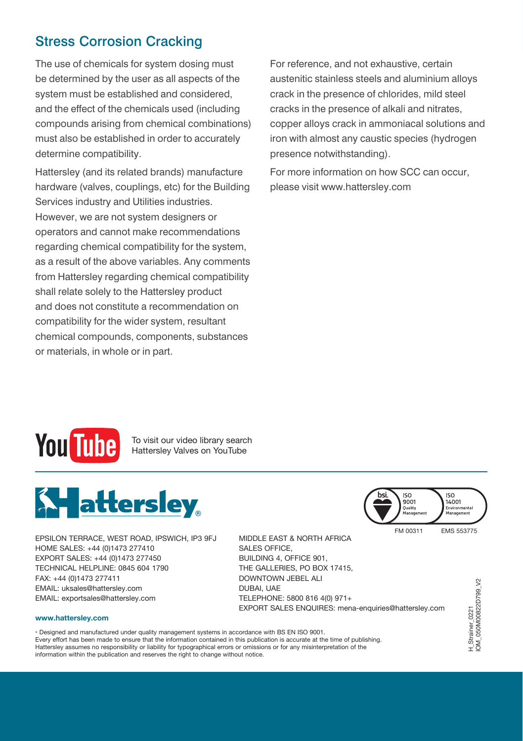## Stress Corrosion Cracking

The use of chemicals for system dosing must be determined by the user as all aspects of the system must be established and considered, and the effect of the chemicals used (including compounds arising from chemical combinations) must also be established in order to accurately determine compatibility.

Hattersley (and its related brands) manufacture hardware (valves, couplings, etc) for the Building Services industry and Utilities industries. However, we are not system designers or operators and cannot make recommendations regarding chemical compatibility for the system, as a result of the above variables. Any comments from Hattersley regarding chemical compatibility shall relate solely to the Hattersley product and does not constitute a recommendation on compatibility for the wider system, resultant chemical compounds, components, substances or materials, in whole or in part.

For reference, and not exhaustive, certain austenitic stainless steels and aluminium alloys crack in the presence of chlorides, mild steel cracks in the presence of alkali and nitrates, copper alloys crack in ammoniacal solutions and iron with almost any caustic species (hydrogen presence notwithstanding).

For more information on how SCC can occur, please visit www.hattersley.com

To visit our video library search Hattersley Valves on YouTube

ISO 9001 Quality Management — FM 00311
ISO 14001 Environmental Management — EMS 553775

EPSILON TERRACE, WEST ROAD, IPSWICH, IP3 9FJ
HOME SALES: +44 (0)1473 277410
EXPORT SALES: +44 (0)1473 277450
TECHNICAL HELPLINE: 0845 604 1790
FAX: +44 (0)1473 277411
EMAIL: uksales@hattersley.com
EMAIL: exportsales@hattersley.com

MIDDLE EAST & NORTH AFRICA
SALES OFFICE,
BUILDING 4, OFFICE 901,
THE GALLERIES, PO BOX 17415,
DOWNTOWN JEBEL ALI
DUBAI, UAE
TELEPHONE: 5800 816 4(0) 971+
EXPORT SALES ENQUIRES: mena-enquiries@hattersley.com

**www.hattersley.com**

• Designed and manufactured under quality management systems in accordance with BS EN ISO 9001.
Every effort has been made to ensure that the information contained in this publication is accurate at the time of publishing. Hattersley assumes no responsibility or liability for typographical errors or omissions or for any misinterpretation of the information within the publication and reserves the right to change without notice.

H_Strainer_0221
IOM_050M00822D799_V2